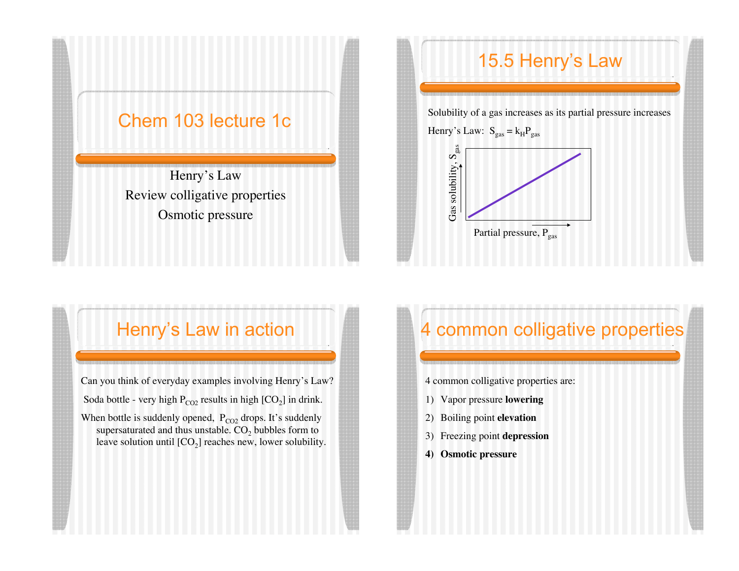# Chem 103 lecture 1c

Henry's Law

Review colligative properties

Osmotic pressure

## 15.5 Henry's Law

Solubility of a gas increases as its partial pressure increases

Henry's Law: $S_{gas} = k_H P_{gas}$

Gas solubility, $S_{gas}$

Partial pressure, $P_{gas}$

## Henry's Law in action

Can you think of everyday examples involving Henry's Law?

Soda bottle - very high $P_{CO2}$ results in high $[CO_2]$ in drink.

When bottle is suddenly opened, $P_{CO2}$ drops. It's suddenly supersaturated and thus unstable. $CO_2$ bubbles form to leave solution until $[CO_2]$ reaches new, lower solubility.

## 4 common colligative properties

4 common colligative properties are:

1) Vapor pressure **lowering**
2) Boiling point **elevation**
3) Freezing point **depression**
4) **Osmotic pressure**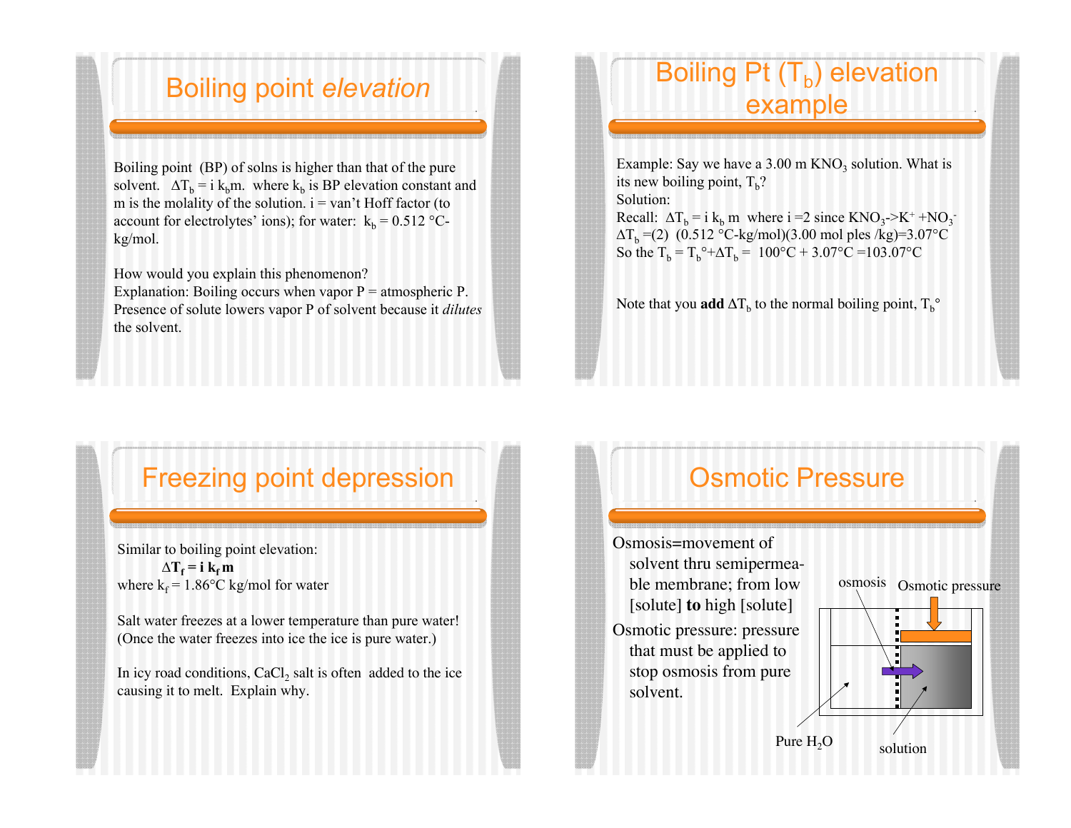## Boiling point *elevation*

Boiling point (BP) of solns is higher than that of the pure solvent. $\Delta T_b = i\, k_b m$. where $k_b$ is BP elevation constant and m is the molality of the solution. i = van't Hoff factor (to account for electrolytes' ions); for water: $k_b$ = 0.512 °C-kg/mol.

How would you explain this phenomenon?
Explanation: Boiling occurs when vapor P = atmospheric P. Presence of solute lowers vapor P of solvent because it *dilutes* the solvent.

## Boiling Pt ($T_b$) elevation example

Example: Say we have a 3.00 m $KNO_3$ solution. What is its new boiling point, $T_b$?
Solution:
Recall: $\Delta T_b = i\, k_b\, m$ where i =2 since $KNO_3 \rightarrow K^+ + NO_3^-$
$\Delta T_b$ =(2) (0.512 °C-kg/mol)(3.00 mol ples /kg)=3.07°C
So the $T_b = T_b° + \Delta T_b$ = 100°C + 3.07°C =103.07°C

Note that you **add** $\Delta T_b$ to the normal boiling point, $T_b°$

## Freezing point depression

Similar to boiling point elevation:

$$\Delta T_f = i\, k_f\, m$$

where $k_f$ = 1.86°C kg/mol for water

Salt water freezes at a lower temperature than pure water! (Once the water freezes into ice the ice is pure water.)

In icy road conditions, $CaCl_2$ salt is often added to the ice causing it to melt. Explain why.

## Osmotic Pressure

- Osmosis=movement of solvent thru semipermeable membrane; from low [solute] **to** high [solute]
- Osmotic pressure: pressure that must be applied to stop osmosis from pure solvent.

osmosis Osmotic pressure

Pure $H_2O$ solution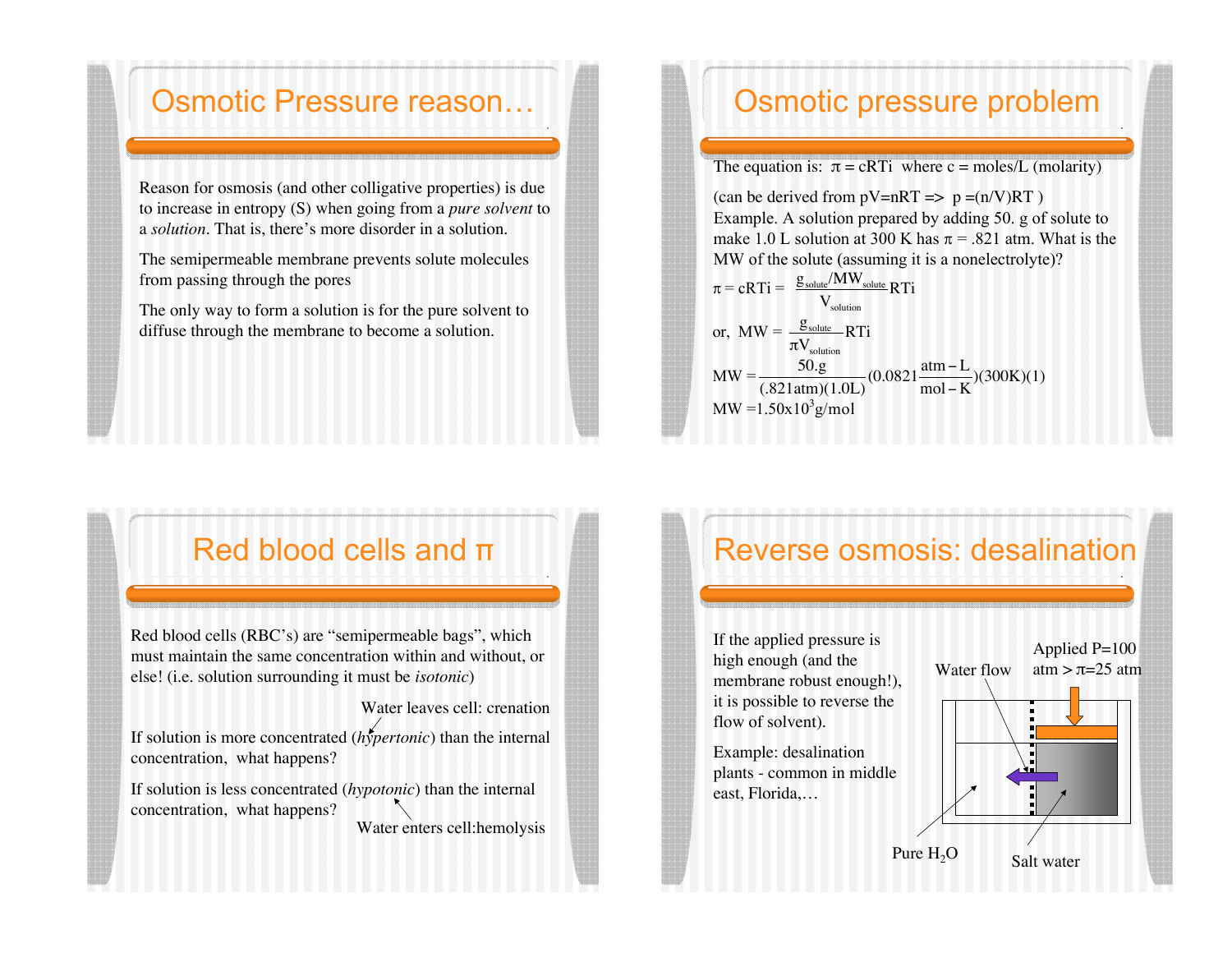# Osmotic Pressure reason…

Reason for osmosis (and other colligative properties) is due to increase in entropy (S) when going from a *pure solvent* to a *solution*. That is, there's more disorder in a solution.

The semipermeable membrane prevents solute molecules from passing through the pores

The only way to form a solution is for the pure solvent to diffuse through the membrane to become a solution.

# Osmotic pressure problem

The equation is: $\pi = cRTi$ where c = moles/L (molarity)

(can be derived from pV=nRT => p =(n/V)RT )

Example. A solution prepared by adding 50. g of solute to make 1.0 L solution at 300 K has $\pi$ = .821 atm. What is the MW of the solute (assuming it is a nonelectrolyte)?

$$\pi = cRTi = \frac{g_{solute}/MW_{solute}}{V_{solution}} RTi$$

$$\text{or, } MW = \frac{g_{solute}}{\pi V_{solution}} RTi$$

$$MW = \frac{50.g}{(.821\text{atm})(1.0\text{L})}(0.0821\frac{\text{atm}-\text{L}}{\text{mol}-\text{K}})(300\text{K})(1)$$

$$MW = 1.50\text{x}10^3 \text{g/mol}$$

# Red blood cells and π

Red blood cells (RBC's) are "semipermeable bags", which must maintain the same concentration within and without, or else! (i.e. solution surrounding it must be *isotonic*)

If solution is more concentrated (*hypertonic*) than the internal concentration, what happens?

Water leaves cell: crenation

If solution is less concentrated (*hypotonic*) than the internal concentration, what happens?

Water enters cell:hemolysis

# Reverse osmosis: desalination

If the applied pressure is high enough (and the membrane robust enough!), it is possible to reverse the flow of solvent).

Example: desalination plants - common in middle east, Florida,…

Applied P=100 atm > $\pi$=25 atm

Water flow

Pure $H_2O$

Salt water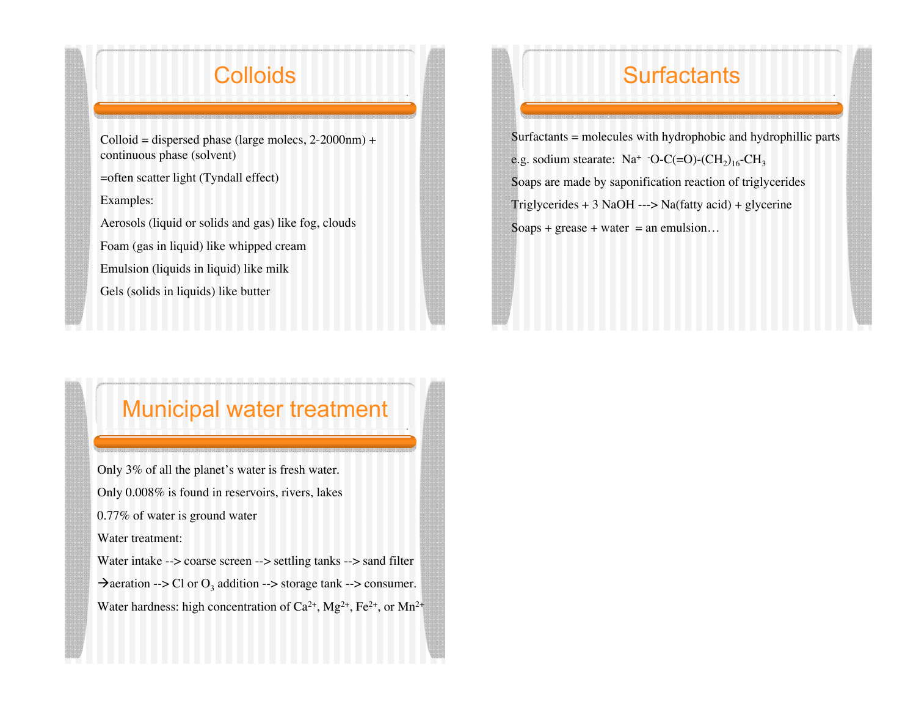# Colloids

Colloid = dispersed phase (large molecs, 2-2000nm) + continuous phase (solvent)

=often scatter light (Tyndall effect)

Examples:

Aerosols (liquid or solids and gas) like fog, clouds

Foam (gas in liquid) like whipped cream

Emulsion (liquids in liquid) like milk

Gels (solids in liquids) like butter

# Surfactants

Surfactants = molecules with hydrophobic and hydrophillic parts

e.g. sodium stearate: $Na^+$ $^-O\text{-}C(=O)\text{-}(CH_2)_{16}\text{-}CH_3$

Soaps are made by saponification reaction of triglycerides

Triglycerides + 3 NaOH ---> Na(fatty acid) + glycerine

Soaps + grease + water = an emulsion…

# Municipal water treatment

Only 3% of all the planet's water is fresh water.

Only 0.008% is found in reservoirs, rivers, lakes

0.77% of water is ground water

Water treatment:

Water intake --> coarse screen --> settling tanks --> sand filter

→aeration --> Cl or $O_3$ addition --> storage tank --> consumer.

Water hardness: high concentration of $Ca^{2+}$, $Mg^{2+}$, $Fe^{2+}$, or $Mn^{2+}$